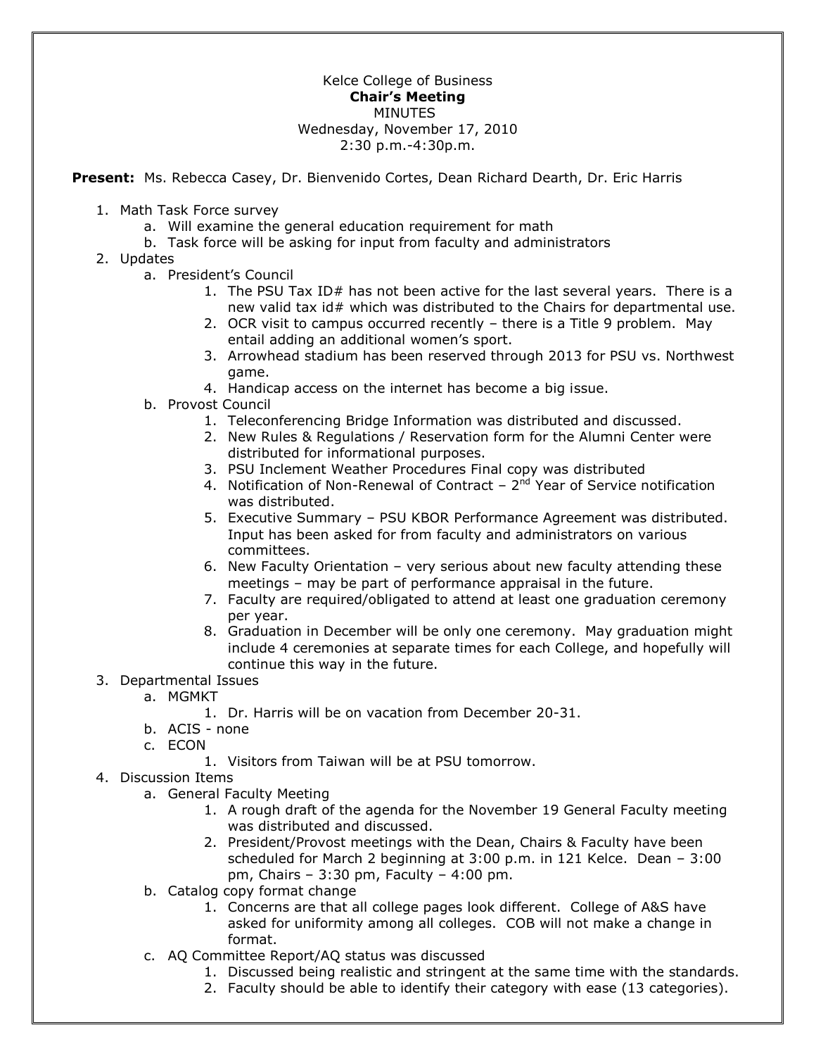Kelce College of Business

**Chair's Meeting**

MINUTES

Wednesday, November 17, 2010

2:30 p.m.-4:30p.m.

**Present:** Ms. Rebecca Casey, Dr. Bienvenido Cortes, Dean Richard Dearth, Dr. Eric Harris

1. Math Task Force survey
    a. Will examine the general education requirement for math
    b. Task force will be asking for input from faculty and administrators
2. Updates
    a. President's Council
        1. The PSU Tax ID# has not been active for the last several years. There is a new valid tax id# which was distributed to the Chairs for departmental use.
        2. OCR visit to campus occurred recently – there is a Title 9 problem. May entail adding an additional women's sport.
        3. Arrowhead stadium has been reserved through 2013 for PSU vs. Northwest game.
        4. Handicap access on the internet has become a big issue.
    b. Provost Council
        1. Teleconferencing Bridge Information was distributed and discussed.
        2. New Rules & Regulations / Reservation form for the Alumni Center were distributed for informational purposes.
        3. PSU Inclement Weather Procedures Final copy was distributed
        4. Notification of Non-Renewal of Contract – 2nd Year of Service notification was distributed.
        5. Executive Summary – PSU KBOR Performance Agreement was distributed. Input has been asked for from faculty and administrators on various committees.
        6. New Faculty Orientation – very serious about new faculty attending these meetings – may be part of performance appraisal in the future.
        7. Faculty are required/obligated to attend at least one graduation ceremony per year.
        8. Graduation in December will be only one ceremony. May graduation might include 4 ceremonies at separate times for each College, and hopefully will continue this way in the future.
3. Departmental Issues
    a. MGMKT
        1. Dr. Harris will be on vacation from December 20-31.
    b. ACIS - none
    c. ECON
        1. Visitors from Taiwan will be at PSU tomorrow.
4. Discussion Items
    a. General Faculty Meeting
        1. A rough draft of the agenda for the November 19 General Faculty meeting was distributed and discussed.
        2. President/Provost meetings with the Dean, Chairs & Faculty have been scheduled for March 2 beginning at 3:00 p.m. in 121 Kelce. Dean – 3:00 pm, Chairs – 3:30 pm, Faculty – 4:00 pm.
    b. Catalog copy format change
        1. Concerns are that all college pages look different. College of A&S have asked for uniformity among all colleges. COB will not make a change in format.
    c. AQ Committee Report/AQ status was discussed
        1. Discussed being realistic and stringent at the same time with the standards.
        2. Faculty should be able to identify their category with ease (13 categories).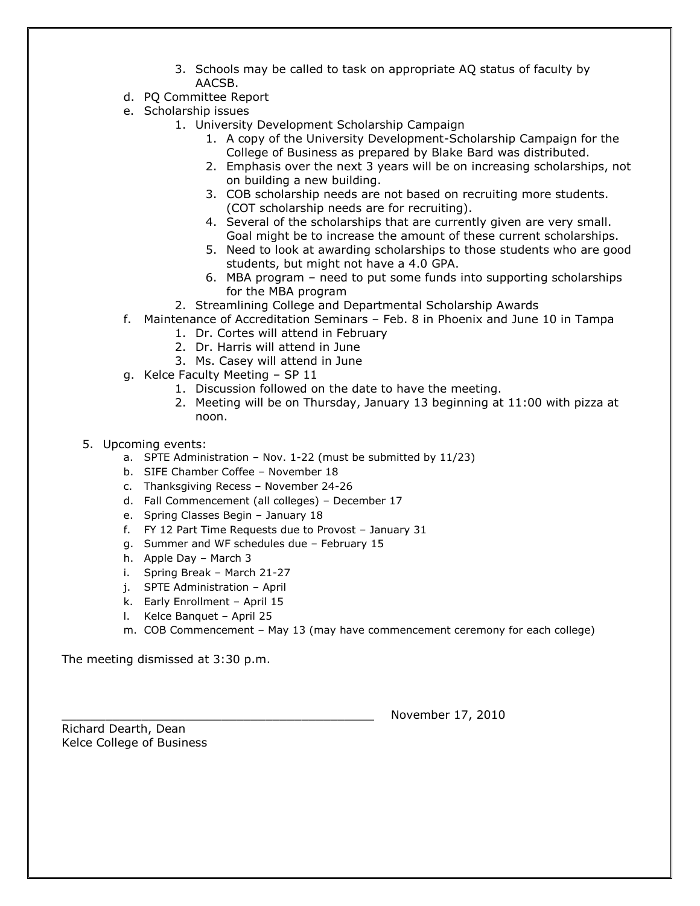3. Schools may be called to task on appropriate AQ status of faculty by AACSB.

d. PQ Committee Report

e. Scholarship issues

   1. University Development Scholarship Campaign
      1. A copy of the University Development-Scholarship Campaign for the College of Business as prepared by Blake Bard was distributed.
      2. Emphasis over the next 3 years will be on increasing scholarships, not on building a new building.
      3. COB scholarship needs are not based on recruiting more students. (COT scholarship needs are for recruiting).
      4. Several of the scholarships that are currently given are very small. Goal might be to increase the amount of these current scholarships.
      5. Need to look at awarding scholarships to those students who are good students, but might not have a 4.0 GPA.
      6. MBA program – need to put some funds into supporting scholarships for the MBA program
   2. Streamlining College and Departmental Scholarship Awards

f. Maintenance of Accreditation Seminars – Feb. 8 in Phoenix and June 10 in Tampa

   1. Dr. Cortes will attend in February
   2. Dr. Harris will attend in June
   3. Ms. Casey will attend in June

g. Kelce Faculty Meeting – SP 11

   1. Discussion followed on the date to have the meeting.
   2. Meeting will be on Thursday, January 13 beginning at 11:00 with pizza at noon.

5. Upcoming events:

   a. SPTE Administration – Nov. 1-22 (must be submitted by 11/23)
   b. SIFE Chamber Coffee – November 18
   c. Thanksgiving Recess – November 24-26
   d. Fall Commencement (all colleges) – December 17
   e. Spring Classes Begin – January 18
   f. FY 12 Part Time Requests due to Provost – January 31
   g. Summer and WF schedules due – February 15
   h. Apple Day – March 3
   i. Spring Break – March 21-27
   j. SPTE Administration – April
   k. Early Enrollment – April 15
   l. Kelce Banquet – April 25
   m. COB Commencement – May 13 (may have commencement ceremony for each college)

The meeting dismissed at 3:30 p.m.

\_\_\_\_\_\_\_\_\_\_\_\_\_\_\_\_\_\_\_\_\_\_\_\_\_\_\_\_\_\_\_\_\_\_\_\_\_\_\_\_\_\_ November 17, 2010

Richard Dearth, Dean
Kelce College of Business